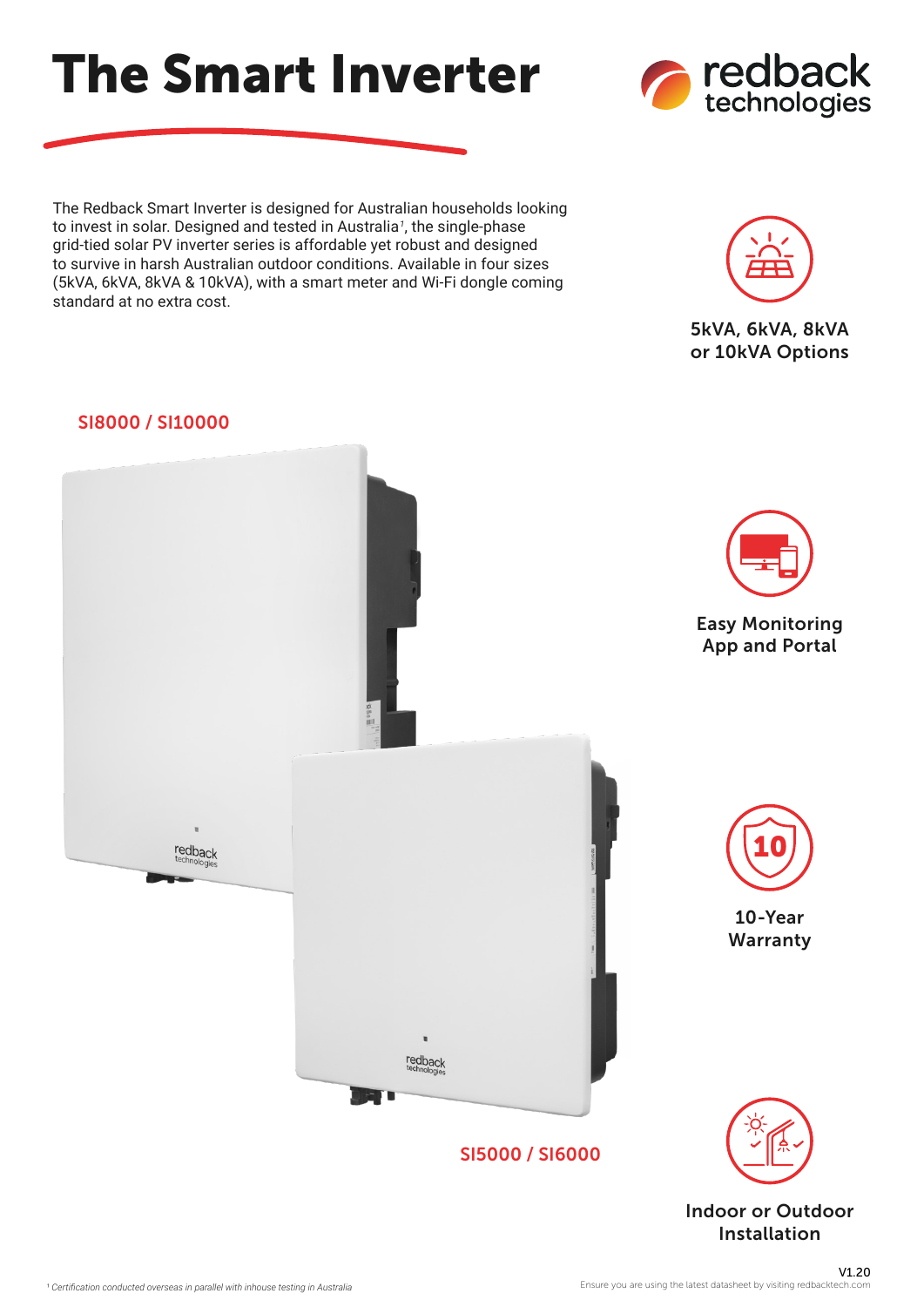# The Smart Inverter

The Redback Smart Inverter is designed for Australian households looking to invest in solar. Designed and tested in Australia[1], the single-phase grid-tied solar PV inverter series is affordable yet robust and designed to survive in harsh Australian outdoor conditions. Available in four sizes (5kVA, 6kVA, 8kVA & 10kVA), with a smart meter and Wi-Fi dongle coming standard at no extra cost.

5kVA, 6kVA, 8kVA or 10kVA Options

SI8000 / SI10000

Easy Monitoring App and Portal

10-Year Warranty

SI5000 / SI6000

Indoor or Outdoor Installation

[1] *Certification conducted overseas in parallel with inhouse testing in Australia*

V1.20

Ensure you are using the latest datasheet by visiting redbacktech.com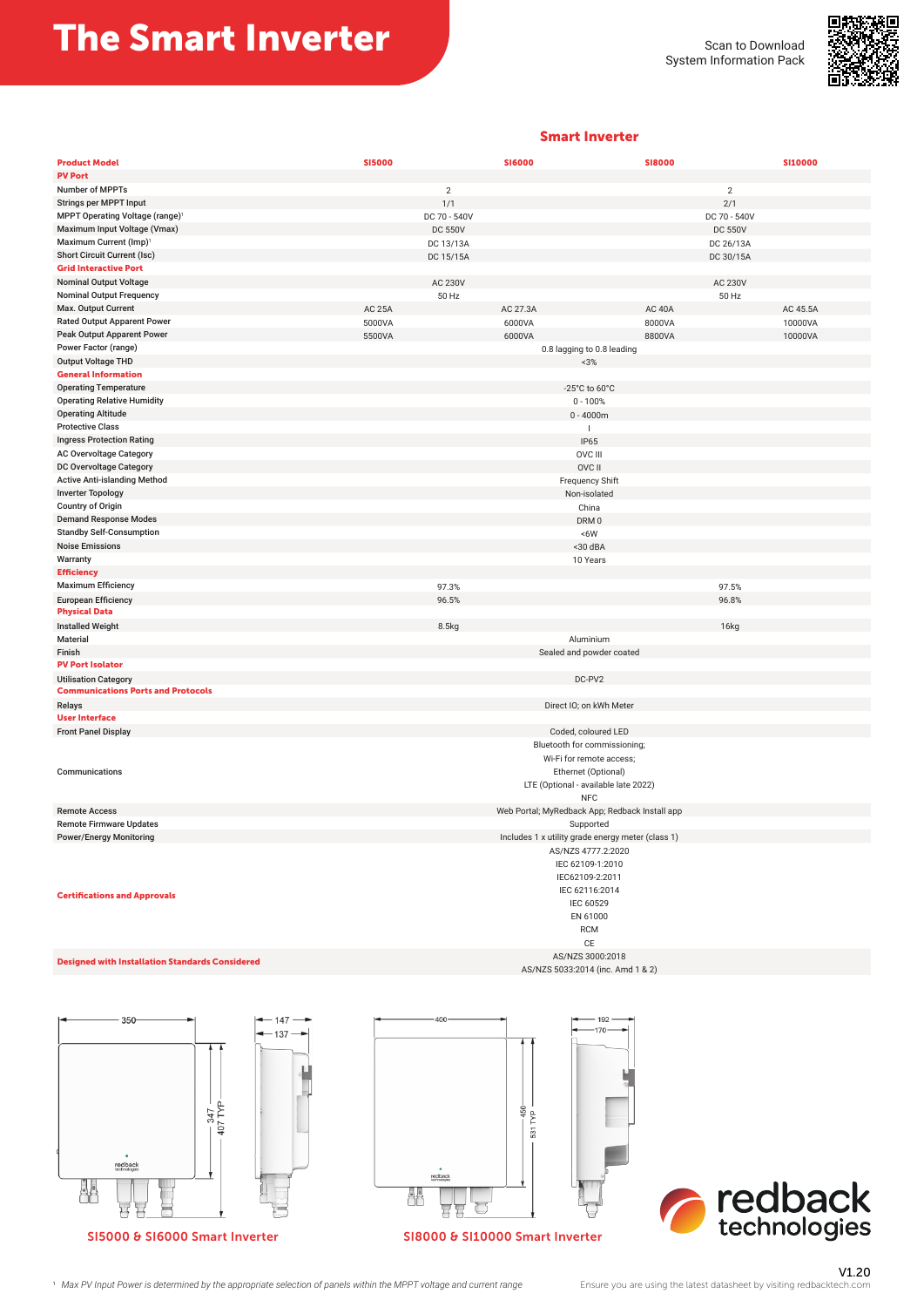# The Smart Inverter

Scan to Download System Information Pack

## Smart Inverter

| Product Model | SI5000 | SI6000 | SI8000 | SI10000 |
|---|---|---|---|---|
| **PV Port** | | | | |
| Number of MPPTs | 2 | | 2 | |
| Strings per MPPT Input | 1/1 | | 2/1 | |
| MPPT Operating Voltage (range)[1] | DC 70 - 540V | | DC 70 - 540V | |
| Maximum Input Voltage (Vmax) | DC 550V | | DC 550V | |
| Maximum Current (Imp)[1] | DC 13/13A | | DC 26/13A | |
| Short Circuit Current (Isc) | DC 15/15A | | DC 30/15A | |
| **Grid Interactive Port** | | | | |
| Nominal Output Voltage | AC 230V | | AC 230V | |
| Nominal Output Frequency | 50 Hz | | 50 Hz | |
| Max. Output Current | AC 25A | AC 27.3A | AC 40A | AC 45.5A |
| Rated Output Apparent Power | 5000VA | 6000VA | 8000VA | 10000VA |
| Peak Output Apparent Power | 5500VA | 6000VA | 8800VA | 10000VA |
| Power Factor (range) | 0.8 lagging to 0.8 leading | | | |
| Output Voltage THD | <3% | | | |
| **General Information** | | | | |
| Operating Temperature | -25°C to 60°C | | | |
| Operating Relative Humidity | 0 - 100% | | | |
| Operating Altitude | 0 - 4000m | | | |
| Protective Class | I | | | |
| Ingress Protection Rating | IP65 | | | |
| AC Overvoltage Category | OVC III | | | |
| DC Overvoltage Category | OVC II | | | |
| Active Anti-islanding Method | Frequency Shift | | | |
| Inverter Topology | Non-isolated | | | |
| Country of Origin | China | | | |
| Demand Response Modes | DRM 0 | | | |
| Standby Self-Consumption | <6W | | | |
| Noise Emissions | <30 dBA | | | |
| Warranty | 10 Years | | | |
| **Efficiency** | | | | |
| Maximum Efficiency | 97.3% | | 97.5% | |
| European Efficiency | 96.5% | | 96.8% | |
| **Physical Data** | | | | |
| Installed Weight | 8.5kg | | 16kg | |
| Material | Aluminium | | | |
| Finish | Sealed and powder coated | | | |
| **PV Port Isolator** | | | | |
| Utilisation Category | DC-PV2 | | | |
| **Communications Ports and Protocols** | | | | |
| Relays | Direct IO; on kWh Meter | | | |
| **User Interface** | | | | |
| Front Panel Display | Coded, coloured LED | | | |
| Communications | Bluetooth for commissioning; Wi-Fi for remote access; Ethernet (Optional) LTE (Optional - available late 2022) NFC | | | |
| Remote Access | Web Portal; MyRedback App; Redback Install app | | | |
| Remote Firmware Updates | Supported | | | |
| Power/Energy Monitoring | Includes 1 x utility grade energy meter (class 1) | | | |
| **Certifications and Approvals** | AS/NZS 4777.2:2020<br>IEC 62109-1:2010<br>IEC62109-2:2011<br>IEC 62116:2014<br>IEC 60529<br>EN 61000<br>RCM<br>CE | | | |
| **Designed with Installation Standards Considered** | AS/NZS 3000:2018<br>AS/NZS 5033:2014 (inc. Amd 1 & 2) | | | |

350
147
137
347
407 TYP

**SI5000 & SI6000 Smart Inverter**

400
192
170
450
531 TYP

**SI8000 & SI10000 Smart Inverter**

redback technologies

V1.20

[1] *Max PV Input Power is determined by the appropriate selection of panels within the MPPT voltage and current range*

Ensure you are using the latest datasheet by visiting redbacktech.com